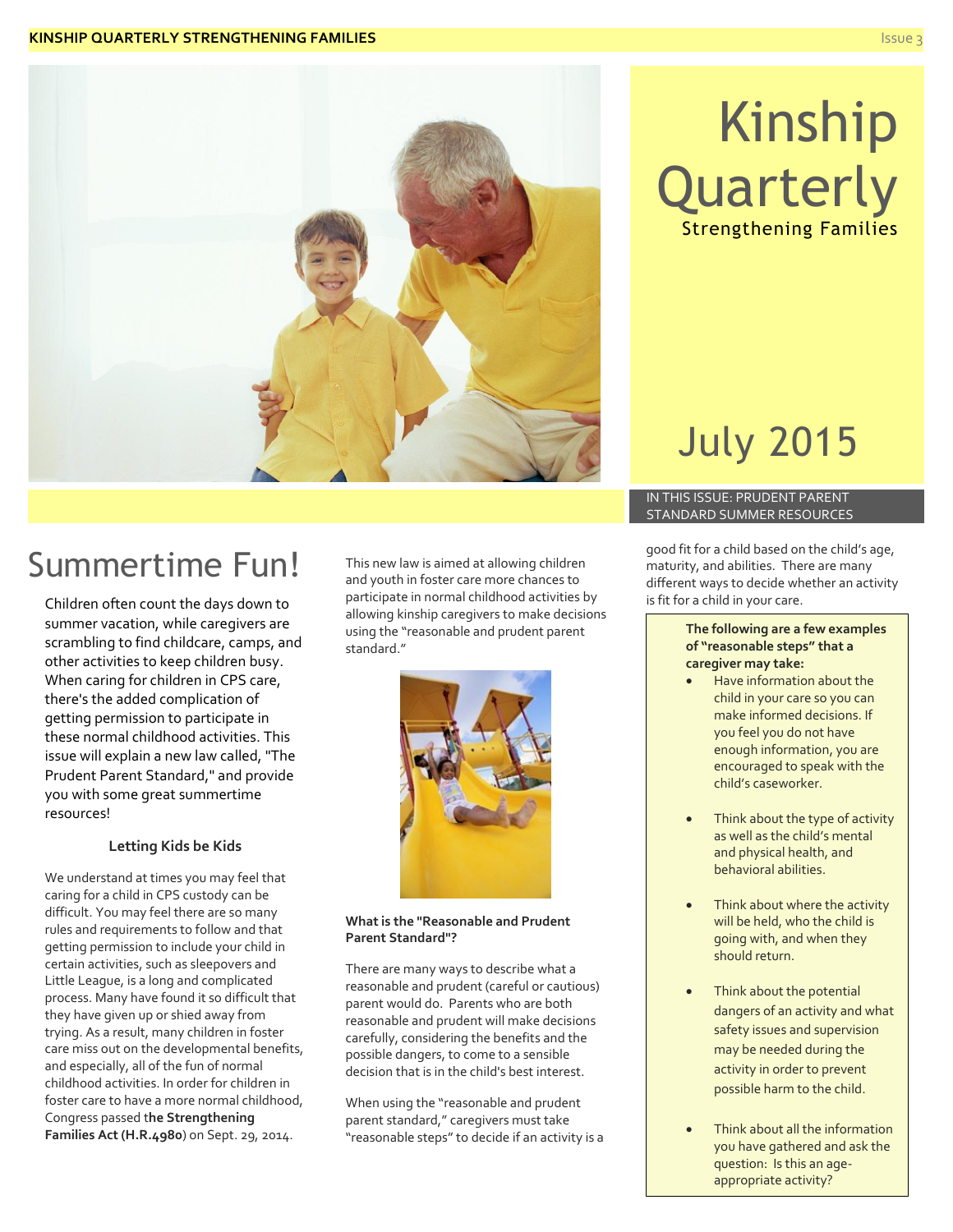# Kinship Quarterly

Strengthening Families

July 2015

IN THIS ISSUE: PRUDENT PARENT STANDARD SUMMER RESOURCES

## Summertime Fun!

Children often count the days down to summer vacation, while caregivers are scrambling to find childcare, camps, and other activities to keep children busy. When caring for children in CPS care, there's the added complication of getting permission to participate in these normal childhood activities. This issue will explain a new law called, "The Prudent Parent Standard," and provide you with some great summertime resources!

### Letting Kids be Kids

We understand at times you may feel that caring for a child in CPS custody can be difficult. You may feel there are so many rules and requirements to follow and that getting permission to include your child in certain activities, such as sleepovers and Little League, is a long and complicated process. Many have found it so difficult that they have given up or shied away from trying. As a result, many children in foster care miss out on the developmental benefits, and especially, all of the fun of normal childhood activities. In order for children in foster care to have a more normal childhood, Congress passed t**he Strengthening Families Act (H.R.4980**) on Sept. 29, 2014.

This new law is aimed at allowing children and youth in foster care more chances to participate in normal childhood activities by allowing kinship caregivers to make decisions using the "reasonable and prudent parent standard."

**What is the "Reasonable and Prudent Parent Standard"?**

There are many ways to describe what a reasonable and prudent (careful or cautious) parent would do. Parents who are both reasonable and prudent will make decisions carefully, considering the benefits and the possible dangers, to come to a sensible decision that is in the child's best interest.

When using the "reasonable and prudent parent standard," caregivers must take "reasonable steps" to decide if an activity is a good fit for a child based on the child's age, maturity, and abilities. There are many different ways to decide whether an activity is fit for a child in your care.

**The following are a few examples of "reasonable steps" that a caregiver may take:**

- Have information about the child in your care so you can make informed decisions. If you feel you do not have enough information, you are encouraged to speak with the child's caseworker.
- Think about the type of activity as well as the child's mental and physical health, and behavioral abilities.
- Think about where the activity will be held, who the child is going with, and when they should return.
- Think about the potential dangers of an activity and what safety issues and supervision may be needed during the activity in order to prevent possible harm to the child.
- Think about all the information you have gathered and ask the question: Is this an age-appropriate activity?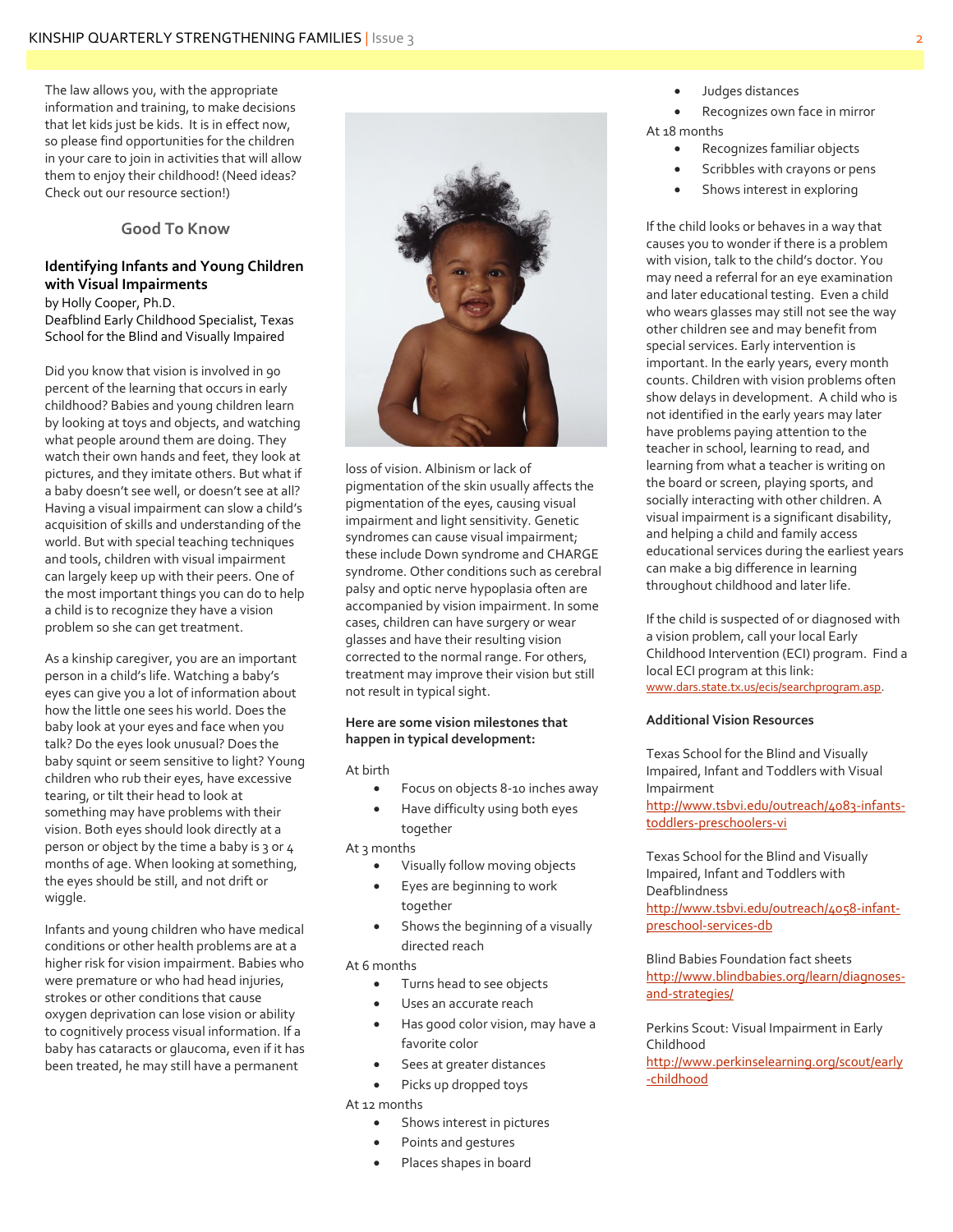The law allows you, with the appropriate information and training, to make decisions that let kids just be kids. It is in effect now, so please find opportunities for the children in your care to join in activities that will allow them to enjoy their childhood! (Need ideas? Check out our resource section!)

## Good To Know

### Identifying Infants and Young Children with Visual Impairments

by Holly Cooper, Ph.D.
Deafblind Early Childhood Specialist, Texas School for the Blind and Visually Impaired

Did you know that vision is involved in 90 percent of the learning that occurs in early childhood? Babies and young children learn by looking at toys and objects, and watching what people around them are doing. They watch their own hands and feet, they look at pictures, and they imitate others. But what if a baby doesn't see well, or doesn't see at all? Having a visual impairment can slow a child's acquisition of skills and understanding of the world. But with special teaching techniques and tools, children with visual impairment can largely keep up with their peers. One of the most important things you can do to help a child is to recognize they have a vision problem so she can get treatment.

As a kinship caregiver, you are an important person in a child's life. Watching a baby's eyes can give you a lot of information about how the little one sees his world. Does the baby look at your eyes and face when you talk? Do the eyes look unusual? Does the baby squint or seem sensitive to light? Young children who rub their eyes, have excessive tearing, or tilt their head to look at something may have problems with their vision. Both eyes should look directly at a person or object by the time a baby is 3 or 4 months of age. When looking at something, the eyes should be still, and not drift or wiggle.

Infants and young children who have medical conditions or other health problems are at a higher risk for vision impairment. Babies who were premature or who had head injuries, strokes or other conditions that cause oxygen deprivation can lose vision or ability to cognitively process visual information. If a baby has cataracts or glaucoma, even if it has been treated, he may still have a permanent loss of vision. Albinism or lack of pigmentation of the skin usually affects the pigmentation of the eyes, causing visual impairment and light sensitivity. Genetic syndromes can cause visual impairment; these include Down syndrome and CHARGE syndrome. Other conditions such as cerebral palsy and optic nerve hypoplasia often are accompanied by vision impairment. In some cases, children can have surgery or wear glasses and have their resulting vision corrected to the normal range. For others, treatment may improve their vision but still not result in typical sight.

**Here are some vision milestones that happen in typical development:**

At birth

- Focus on objects 8-10 inches away
- Have difficulty using both eyes together

At 3 months

- Visually follow moving objects
- Eyes are beginning to work together
- Shows the beginning of a visually directed reach

At 6 months

- Turns head to see objects
- Uses an accurate reach
- Has good color vision, may have a favorite color
- Sees at greater distances
- Picks up dropped toys

At 12 months

- Shows interest in pictures
- Points and gestures
- Places shapes in board
- Judges distances
- Recognizes own face in mirror

At 18 months

- Recognizes familiar objects
- Scribbles with crayons or pens
- Shows interest in exploring

If the child looks or behaves in a way that causes you to wonder if there is a problem with vision, talk to the child's doctor. You may need a referral for an eye examination and later educational testing. Even a child who wears glasses may still not see the way other children see and may benefit from special services. Early intervention is important. In the early years, every month counts. Children with vision problems often show delays in development. A child who is not identified in the early years may later have problems paying attention to the teacher in school, learning to read, and learning from what a teacher is writing on the board or screen, playing sports, and socially interacting with other children. A visual impairment is a significant disability, and helping a child and family access educational services during the earliest years can make a big difference in learning throughout childhood and later life.

If the child is suspected of or diagnosed with a vision problem, call your local Early Childhood Intervention (ECI) program. Find a local ECI program at this link: www.dars.state.tx.us/ecis/searchprogram.asp.

**Additional Vision Resources**

Texas School for the Blind and Visually Impaired, Infant and Toddlers with Visual Impairment
http://www.tsbvi.edu/outreach/4083-infants-toddlers-preschoolers-vi

Texas School for the Blind and Visually Impaired, Infant and Toddlers with Deafblindness
http://www.tsbvi.edu/outreach/4058-infant-preschool-services-db

Blind Babies Foundation fact sheets
http://www.blindbabies.org/learn/diagnoses-and-strategies/

Perkins Scout: Visual Impairment in Early Childhood
http://www.perkinselearning.org/scout/early-childhood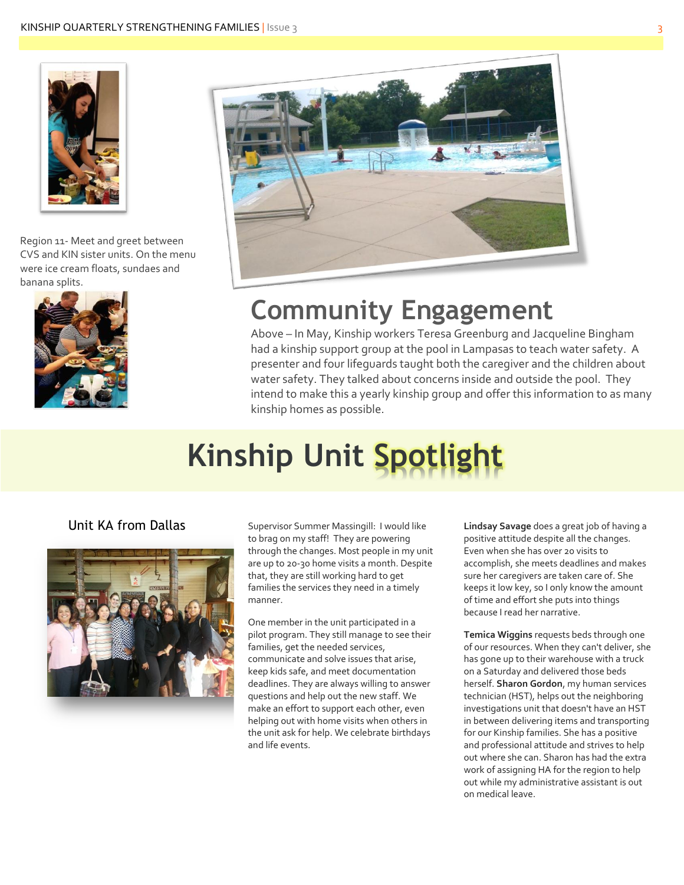Region 11- Meet and greet between CVS and KIN sister units. On the menu were ice cream floats, sundaes and banana splits.

# Community Engagement

Above – In May, Kinship workers Teresa Greenburg and Jacqueline Bingham had a kinship support group at the pool in Lampasas to teach water safety. A presenter and four lifeguards taught both the caregiver and the children about water safety. They talked about concerns inside and outside the pool. They intend to make this a yearly kinship group and offer this information to as many kinship homes as possible.

# Kinship Unit Spotlight

## Unit KA from Dallas

Supervisor Summer Massingill: I would like to brag on my staff! They are powering through the changes. Most people in my unit are up to 20-30 home visits a month. Despite that, they are still working hard to get families the services they need in a timely manner.

One member in the unit participated in a pilot program. They still manage to see their families, get the needed services, communicate and solve issues that arise, keep kids safe, and meet documentation deadlines. They are always willing to answer questions and help out the new staff. We make an effort to support each other, even helping out with home visits when others in the unit ask for help. We celebrate birthdays and life events.

**Lindsay Savage** does a great job of having a positive attitude despite all the changes. Even when she has over 20 visits to accomplish, she meets deadlines and makes sure her caregivers are taken care of. She keeps it low key, so I only know the amount of time and effort she puts into things because I read her narrative.

**Temica Wiggins** requests beds through one of our resources. When they can't deliver, she has gone up to their warehouse with a truck on a Saturday and delivered those beds herself. **Sharon Gordon**, my human services technician (HST), helps out the neighboring investigations unit that doesn't have an HST in between delivering items and transporting for our Kinship families. She has a positive and professional attitude and strives to help out where she can. Sharon has had the extra work of assigning HA for the region to help out while my administrative assistant is out on medical leave.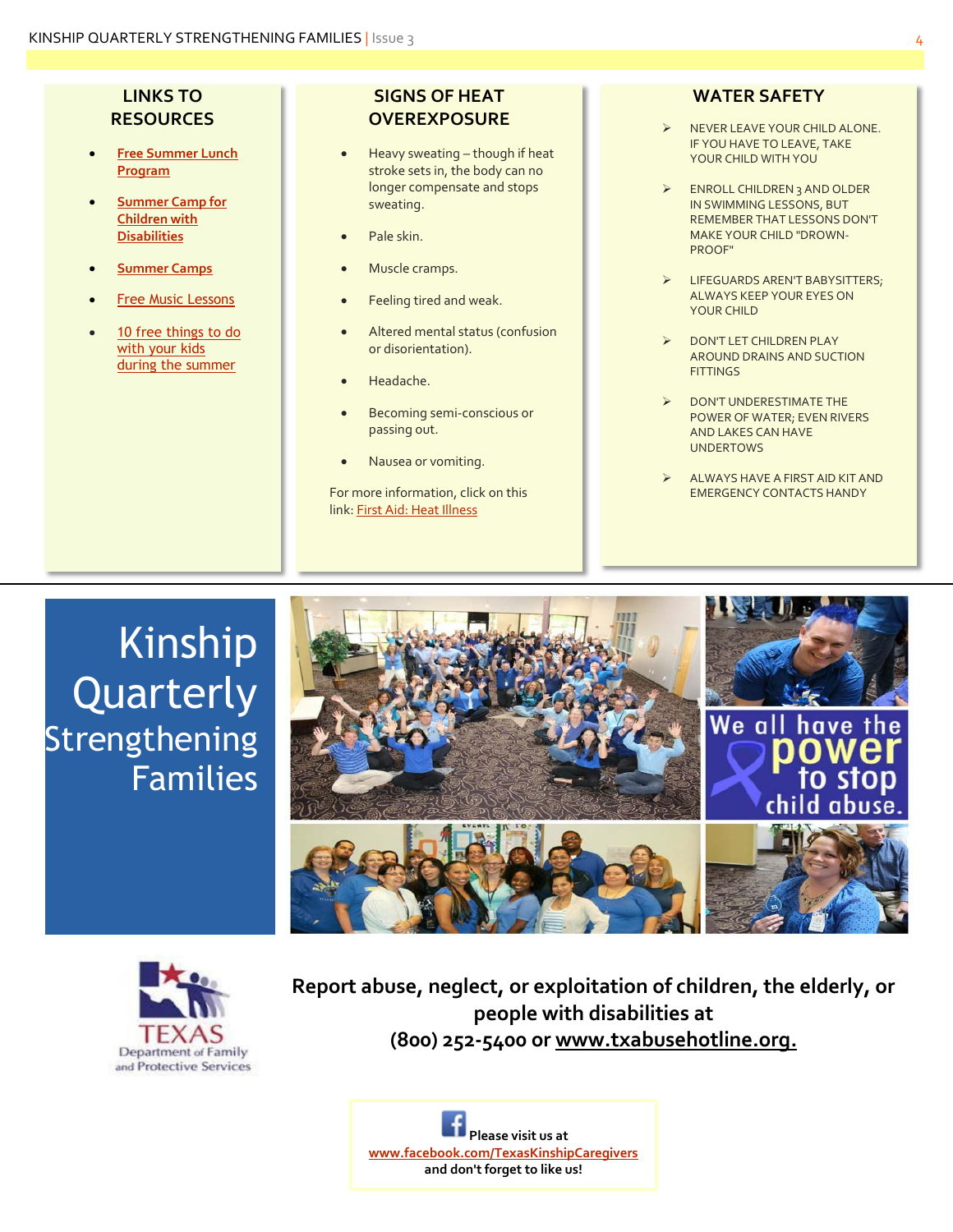## LINKS TO RESOURCES

- Free Summer Lunch Program
- Summer Camp for Children with Disabilities
- Summer Camps
- Free Music Lessons
- 10 free things to do with your kids during the summer

## SIGNS OF HEAT OVEREXPOSURE

- Heavy sweating – though if heat stroke sets in, the body can no longer compensate and stops sweating.
- Pale skin.
- Muscle cramps.
- Feeling tired and weak.
- Altered mental status (confusion or disorientation).
- Headache.
- Becoming semi-conscious or passing out.
- Nausea or vomiting.

For more information, click on this link: First Aid: Heat Illness

## WATER SAFETY

- NEVER LEAVE YOUR CHILD ALONE. IF YOU HAVE TO LEAVE, TAKE YOUR CHILD WITH YOU
- ENROLL CHILDREN 3 AND OLDER IN SWIMMING LESSONS, BUT REMEMBER THAT LESSONS DON'T MAKE YOUR CHILD "DROWN-PROOF"
- LIFEGUARDS AREN'T BABYSITTERS; ALWAYS KEEP YOUR EYES ON YOUR CHILD
- DON'T LET CHILDREN PLAY AROUND DRAINS AND SUCTION FITTINGS
- DON'T UNDERESTIMATE THE POWER OF WATER; EVEN RIVERS AND LAKES CAN HAVE UNDERTOWS
- ALWAYS HAVE A FIRST AID KIT AND EMERGENCY CONTACTS HANDY

# Kinship Quarterly Strengthening Families

We all have the power to stop child abuse.

TEXAS Department of Family and Protective Services

**Report abuse, neglect, or exploitation of children, the elderly, or people with disabilities at (800) 252-5400 or www.txabusehotline.org.**

**Please visit us at**
www.facebook.com/TexasKinshipCaregivers
**and don't forget to like us!**